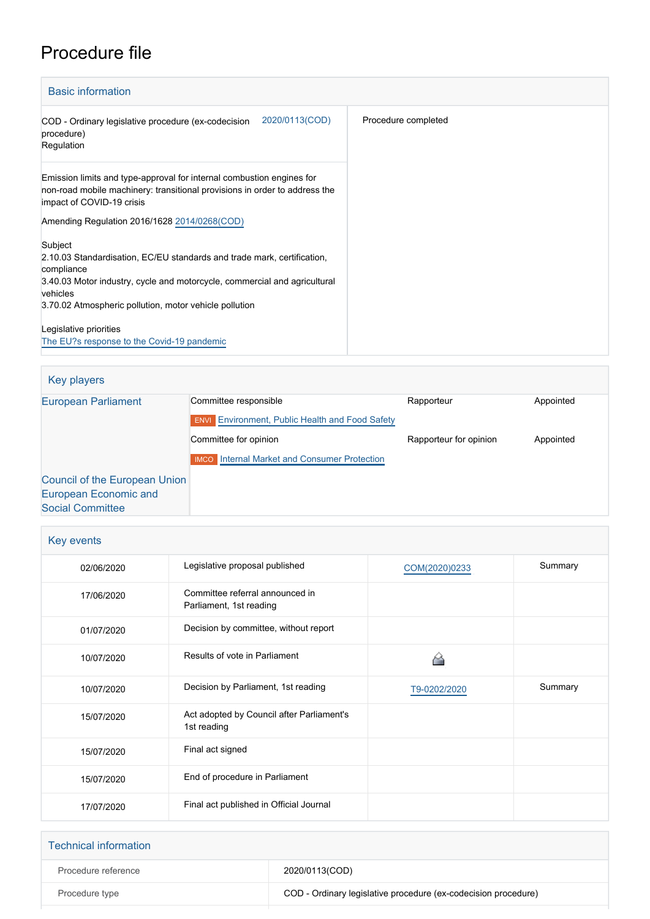# Procedure file

## Basic information

| | | |
|---|---|---|
| COD - Ordinary legislative procedure (ex-codecision procedure)<br>Regulation | 2020/0113(COD) | Procedure completed |
| Emission limits and type-approval for internal combustion engines for non-road mobile machinery: transitional provisions in order to address the impact of COVID-19 crisis<br><br>Amending Regulation 2016/1628 2014/0268(COD)<br><br>Subject<br>2.10.03 Standardisation, EC/EU standards and trade mark, certification, compliance<br>3.40.03 Motor industry, cycle and motorcycle, commercial and agricultural vehicles<br>3.70.02 Atmospheric pollution, motor vehicle pollution<br><br>Legislative priorities<br>The EU?s response to the Covid-19 pandemic | | |

## Key players

| | | | |
|---|---|---|---|
| European Parliament | Committee responsible | Rapporteur | Appointed |
| | ENVI Environment, Public Health and Food Safety | | |
| | Committee for opinion | Rapporteur for opinion | Appointed |
| | IMCO Internal Market and Consumer Protection | | |
| Council of the European Union | | | |
| European Economic and Social Committee | | | |

## Key events

| | | | |
|---|---|---|---|
| 02/06/2020 | Legislative proposal published | COM(2020)0233 | Summary |
| 17/06/2020 | Committee referral announced in Parliament, 1st reading | | |
| 01/07/2020 | Decision by committee, without report | | |
| 10/07/2020 | Results of vote in Parliament | | |
| 10/07/2020 | Decision by Parliament, 1st reading | T9-0202/2020 | Summary |
| 15/07/2020 | Act adopted by Council after Parliament's 1st reading | | |
| 15/07/2020 | Final act signed | | |
| 15/07/2020 | End of procedure in Parliament | | |
| 17/07/2020 | Final act published in Official Journal | | |

## Technical information

| | |
|---|---|
| Procedure reference | 2020/0113(COD) |
| Procedure type | COD - Ordinary legislative procedure (ex-codecision procedure) |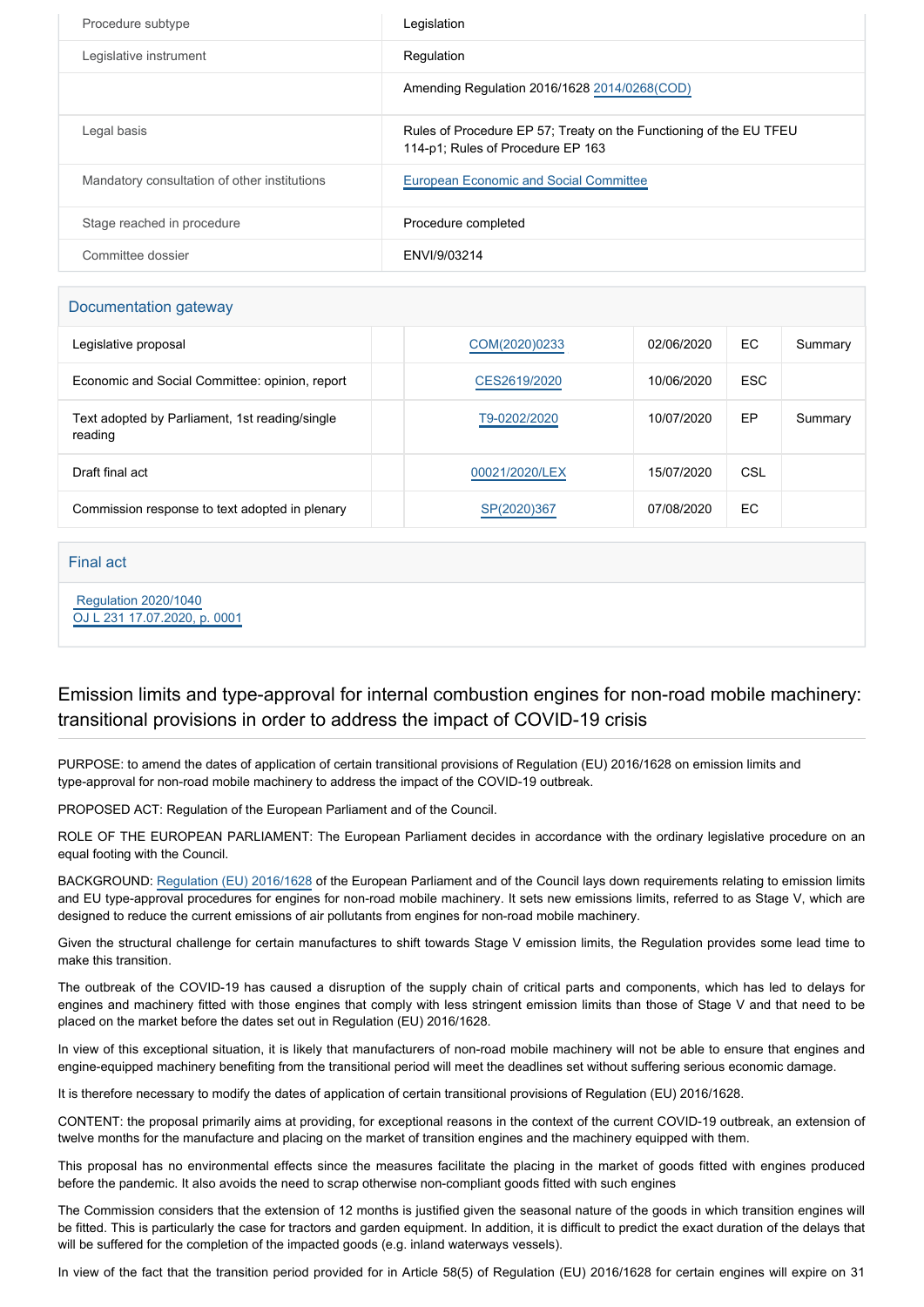| | |
|---|---|
| Procedure subtype | Legislation |
| Legislative instrument | Regulation |
| | Amending Regulation 2016/1628 2014/0268(COD) |
| Legal basis | Rules of Procedure EP 57; Treaty on the Functioning of the EU TFEU 114-p1; Rules of Procedure EP 163 |
| Mandatory consultation of other institutions | European Economic and Social Committee |
| Stage reached in procedure | Procedure completed |
| Committee dossier | ENVI/9/03214 |

## Documentation gateway

| | | | | | |
|---|---|---|---|---|---|
| Legislative proposal | | COM(2020)0233 | 02/06/2020 | EC | Summary |
| Economic and Social Committee: opinion, report | | CES2619/2020 | 10/06/2020 | ESC | |
| Text adopted by Parliament, 1st reading/single reading | | T9-0202/2020 | 10/07/2020 | EP | Summary |
| Draft final act | | 00021/2020/LEX | 15/07/2020 | CSL | |
| Commission response to text adopted in plenary | | SP(2020)367 | 07/08/2020 | EC | |

## Final act

Regulation 2020/1040
OJ L 231 17.07.2020, p. 0001

## Emission limits and type-approval for internal combustion engines for non-road mobile machinery: transitional provisions in order to address the impact of COVID-19 crisis

PURPOSE: to amend the dates of application of certain transitional provisions of Regulation (EU) 2016/1628 on emission limits and type-approval for non-road mobile machinery to address the impact of the COVID-19 outbreak.

PROPOSED ACT: Regulation of the European Parliament and of the Council.

ROLE OF THE EUROPEAN PARLIAMENT: The European Parliament decides in accordance with the ordinary legislative procedure on an equal footing with the Council.

BACKGROUND: Regulation (EU) 2016/1628 of the European Parliament and of the Council lays down requirements relating to emission limits and EU type-approval procedures for engines for non-road mobile machinery. It sets new emissions limits, referred to as Stage V, which are designed to reduce the current emissions of air pollutants from engines for non-road mobile machinery.

Given the structural challenge for certain manufactures to shift towards Stage V emission limits, the Regulation provides some lead time to make this transition.

The outbreak of the COVID-19 has caused a disruption of the supply chain of critical parts and components, which has led to delays for engines and machinery fitted with those engines that comply with less stringent emission limits than those of Stage V and that need to be placed on the market before the dates set out in Regulation (EU) 2016/1628.

In view of this exceptional situation, it is likely that manufacturers of non-road mobile machinery will not be able to ensure that engines and engine-equipped machinery benefiting from the transitional period will meet the deadlines set without suffering serious economic damage.

It is therefore necessary to modify the dates of application of certain transitional provisions of Regulation (EU) 2016/1628.

CONTENT: the proposal primarily aims at providing, for exceptional reasons in the context of the current COVID-19 outbreak, an extension of twelve months for the manufacture and placing on the market of transition engines and the machinery equipped with them.

This proposal has no environmental effects since the measures facilitate the placing in the market of goods fitted with engines produced before the pandemic. It also avoids the need to scrap otherwise non-compliant goods fitted with such engines

The Commission considers that the extension of 12 months is justified given the seasonal nature of the goods in which transition engines will be fitted. This is particularly the case for tractors and garden equipment. In addition, it is difficult to predict the exact duration of the delays that will be suffered for the completion of the impacted goods (e.g. inland waterways vessels).

In view of the fact that the transition period provided for in Article 58(5) of Regulation (EU) 2016/1628 for certain engines will expire on 31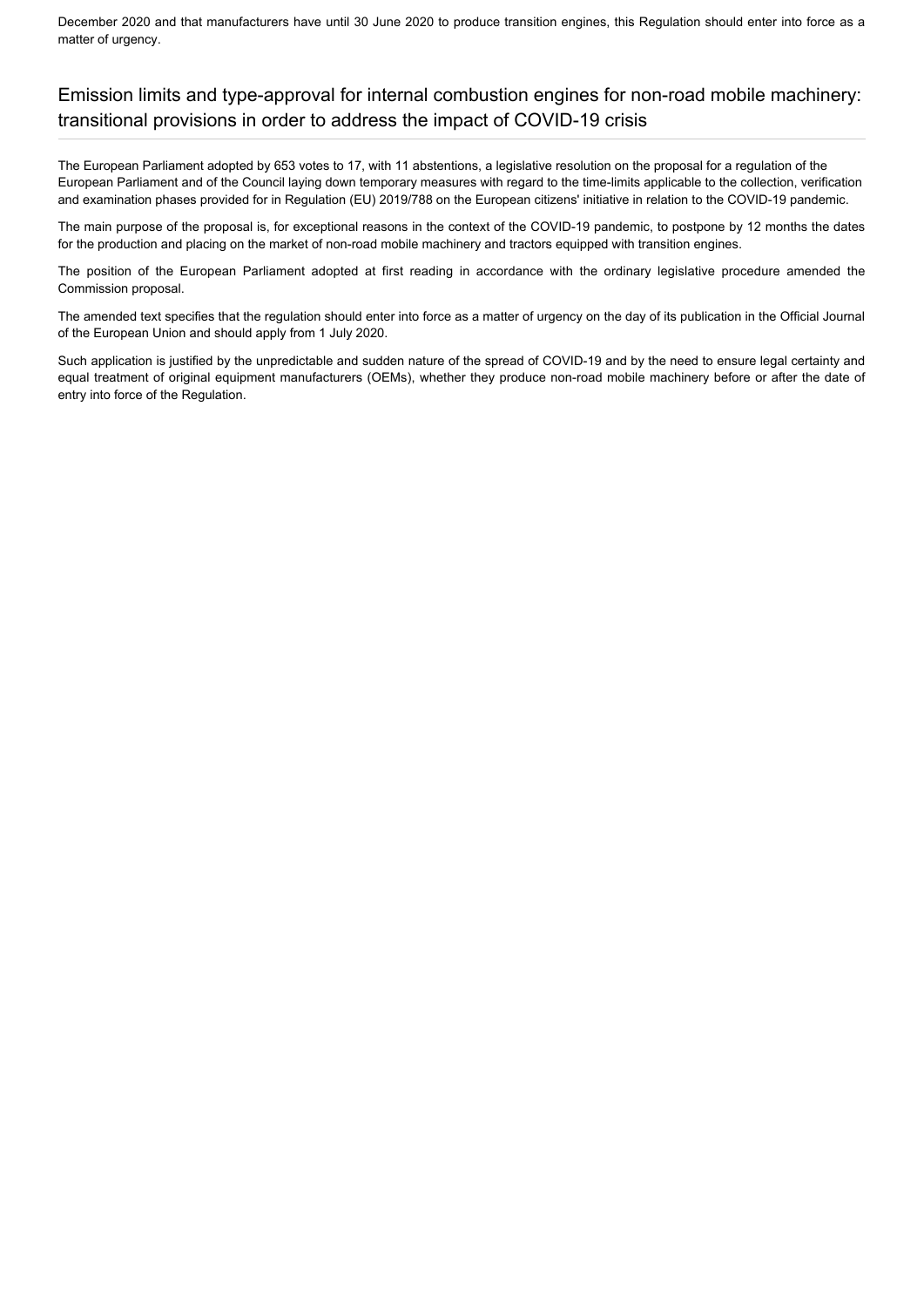December 2020 and that manufacturers have until 30 June 2020 to produce transition engines, this Regulation should enter into force as a matter of urgency.

## Emission limits and type-approval for internal combustion engines for non-road mobile machinery: transitional provisions in order to address the impact of COVID-19 crisis

The European Parliament adopted by 653 votes to 17, with 11 abstentions, a legislative resolution on the proposal for a regulation of the European Parliament and of the Council laying down temporary measures with regard to the time-limits applicable to the collection, verification and examination phases provided for in Regulation (EU) 2019/788 on the European citizens' initiative in relation to the COVID-19 pandemic.

The main purpose of the proposal is, for exceptional reasons in the context of the COVID-19 pandemic, to postpone by 12 months the dates for the production and placing on the market of non-road mobile machinery and tractors equipped with transition engines.

The position of the European Parliament adopted at first reading in accordance with the ordinary legislative procedure amended the Commission proposal.

The amended text specifies that the regulation should enter into force as a matter of urgency on the day of its publication in the Official Journal of the European Union and should apply from 1 July 2020.

Such application is justified by the unpredictable and sudden nature of the spread of COVID-19 and by the need to ensure legal certainty and equal treatment of original equipment manufacturers (OEMs), whether they produce non-road mobile machinery before or after the date of entry into force of the Regulation.